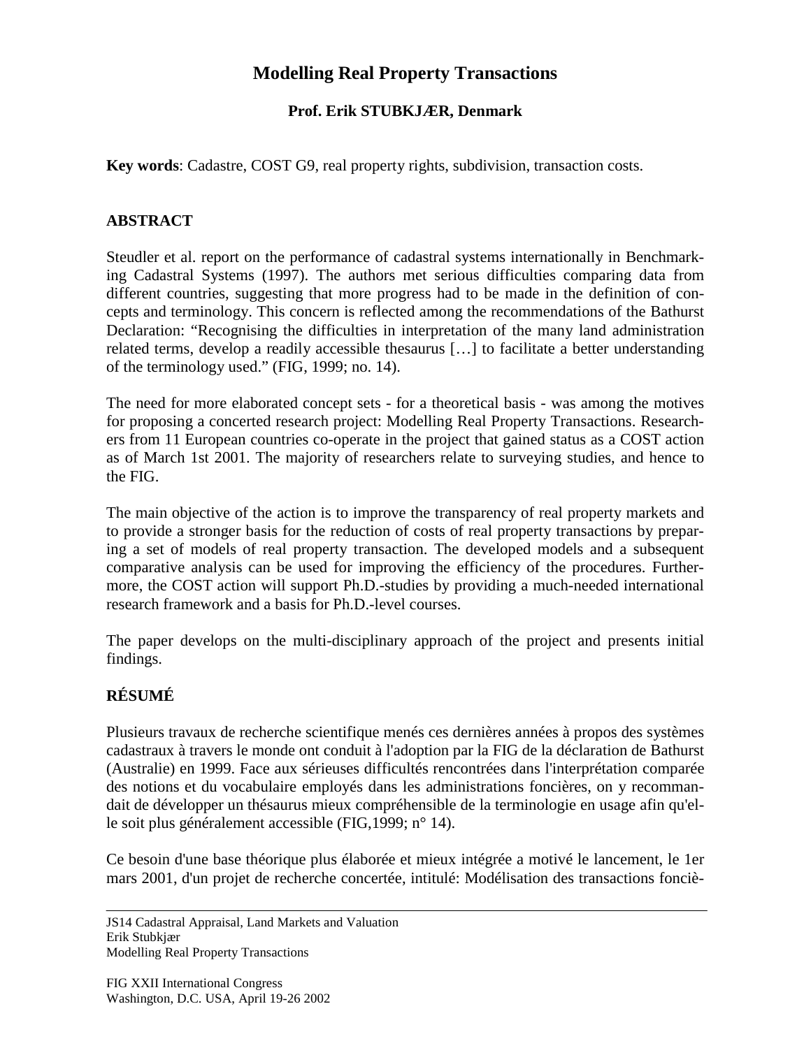# Modelling Real Property Transactions

**Prof. Erik STUBKJÆR, Denmark**

**Key words**: Cadastre, COST G9, real property rights, subdivision, transaction costs.

## ABSTRACT

Steudler et al. report on the performance of cadastral systems internationally in Benchmarking Cadastral Systems (1997). The authors met serious difficulties comparing data from different countries, suggesting that more progress had to be made in the definition of concepts and terminology. This concern is reflected among the recommendations of the Bathurst Declaration: "Recognising the difficulties in interpretation of the many land administration related terms, develop a readily accessible thesaurus […] to facilitate a better understanding of the terminology used." (FIG, 1999; no. 14).

The need for more elaborated concept sets - for a theoretical basis - was among the motives for proposing a concerted research project: Modelling Real Property Transactions. Researchers from 11 European countries co-operate in the project that gained status as a COST action as of March 1st 2001. The majority of researchers relate to surveying studies, and hence to the FIG.

The main objective of the action is to improve the transparency of real property markets and to provide a stronger basis for the reduction of costs of real property transactions by preparing a set of models of real property transaction. The developed models and a subsequent comparative analysis can be used for improving the efficiency of the procedures. Furthermore, the COST action will support Ph.D.-studies by providing a much-needed international research framework and a basis for Ph.D.-level courses.

The paper develops on the multi-disciplinary approach of the project and presents initial findings.

## RÉSUMÉ

Plusieurs travaux de recherche scientifique menés ces dernières années à propos des systèmes cadastraux à travers le monde ont conduit à l'adoption par la FIG de la déclaration de Bathurst (Australie) en 1999. Face aux sérieuses difficultés rencontrées dans l'interprétation comparée des notions et du vocabulaire employés dans les administrations foncières, on y recommandait de développer un thésaurus mieux compréhensible de la terminologie en usage afin qu'elle soit plus généralement accessible (FIG,1999; n° 14).

Ce besoin d'une base théorique plus élaborée et mieux intégrée a motivé le lancement, le 1er mars 2001, d'un projet de recherche concertée, intitulé: Modélisation des transactions fonciè-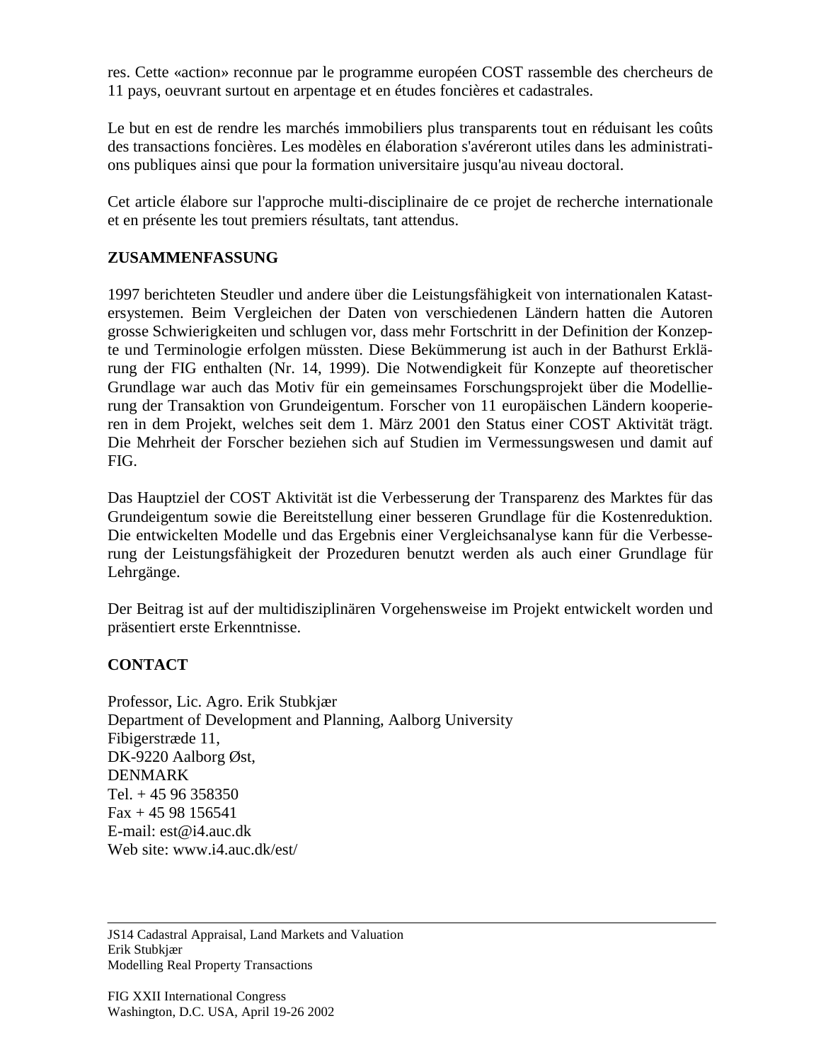res. Cette «action» reconnue par le programme européen COST rassemble des chercheurs de 11 pays, oeuvrant surtout en arpentage et en études foncières et cadastrales.

Le but en est de rendre les marchés immobiliers plus transparents tout en réduisant les coûts des transactions foncières. Les modèles en élaboration s'avéreront utiles dans les administrations publiques ainsi que pour la formation universitaire jusqu'au niveau doctoral.

Cet article élabore sur l'approche multi-disciplinaire de ce projet de recherche internationale et en présente les tout premiers résultats, tant attendus.

**ZUSAMMENFASSUNG**

1997 berichteten Steudler und andere über die Leistungsfähigkeit von internationalen Katastersystemen. Beim Vergleichen der Daten von verschiedenen Ländern hatten die Autoren grosse Schwierigkeiten und schlugen vor, dass mehr Fortschritt in der Definition der Konzepte und Terminologie erfolgen müssten. Diese Bekümmerung ist auch in der Bathurst Erklärung der FIG enthalten (Nr. 14, 1999). Die Notwendigkeit für Konzepte auf theoretischer Grundlage war auch das Motiv für ein gemeinsames Forschungsprojekt über die Modellierung der Transaktion von Grundeigentum. Forscher von 11 europäischen Ländern kooperieren in dem Projekt, welches seit dem 1. März 2001 den Status einer COST Aktivität trägt. Die Mehrheit der Forscher beziehen sich auf Studien im Vermessungswesen und damit auf FIG.

Das Hauptziel der COST Aktivität ist die Verbesserung der Transparenz des Marktes für das Grundeigentum sowie die Bereitstellung einer besseren Grundlage für die Kostenreduktion. Die entwickelten Modelle und das Ergebnis einer Vergleichsanalyse kann für die Verbesserung der Leistungsfähigkeit der Prozeduren benutzt werden als auch einer Grundlage für Lehrgänge.

Der Beitrag ist auf der multidisziplinären Vorgehensweise im Projekt entwickelt worden und präsentiert erste Erkenntnisse.

**CONTACT**

Professor, Lic. Agro. Erik Stubkjær
Department of Development and Planning, Aalborg University
Fibigerstræde 11,
DK-9220 Aalborg Øst,
DENMARK
Tel. + 45 96 358350
Fax + 45 98 156541
E-mail: est@i4.auc.dk
Web site: www.i4.auc.dk/est/